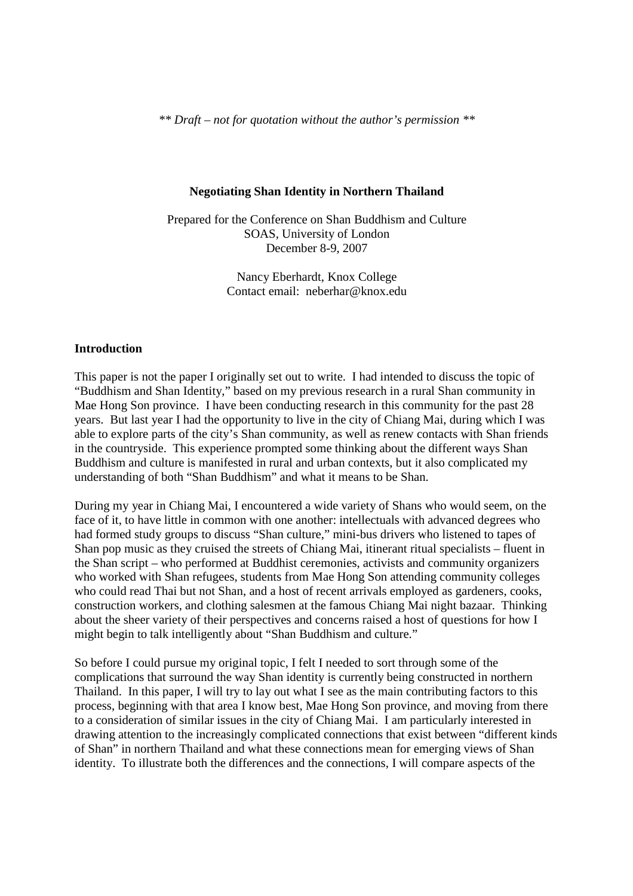*\*\* Draft – not for quotation without the author's permission \*\**

**Negotiating Shan Identity in Northern Thailand**

Prepared for the Conference on Shan Buddhism and Culture
SOAS, University of London
December 8-9, 2007

Nancy Eberhardt, Knox College
Contact email: neberhar@knox.edu

## Introduction

This paper is not the paper I originally set out to write. I had intended to discuss the topic of "Buddhism and Shan Identity," based on my previous research in a rural Shan community in Mae Hong Son province. I have been conducting research in this community for the past 28 years. But last year I had the opportunity to live in the city of Chiang Mai, during which I was able to explore parts of the city's Shan community, as well as renew contacts with Shan friends in the countryside. This experience prompted some thinking about the different ways Shan Buddhism and culture is manifested in rural and urban contexts, but it also complicated my understanding of both "Shan Buddhism" and what it means to be Shan.

During my year in Chiang Mai, I encountered a wide variety of Shans who would seem, on the face of it, to have little in common with one another: intellectuals with advanced degrees who had formed study groups to discuss "Shan culture," mini-bus drivers who listened to tapes of Shan pop music as they cruised the streets of Chiang Mai, itinerant ritual specialists – fluent in the Shan script – who performed at Buddhist ceremonies, activists and community organizers who worked with Shan refugees, students from Mae Hong Son attending community colleges who could read Thai but not Shan, and a host of recent arrivals employed as gardeners, cooks, construction workers, and clothing salesmen at the famous Chiang Mai night bazaar. Thinking about the sheer variety of their perspectives and concerns raised a host of questions for how I might begin to talk intelligently about "Shan Buddhism and culture."

So before I could pursue my original topic, I felt I needed to sort through some of the complications that surround the way Shan identity is currently being constructed in northern Thailand. In this paper, I will try to lay out what I see as the main contributing factors to this process, beginning with that area I know best, Mae Hong Son province, and moving from there to a consideration of similar issues in the city of Chiang Mai. I am particularly interested in drawing attention to the increasingly complicated connections that exist between "different kinds of Shan" in northern Thailand and what these connections mean for emerging views of Shan identity. To illustrate both the differences and the connections, I will compare aspects of the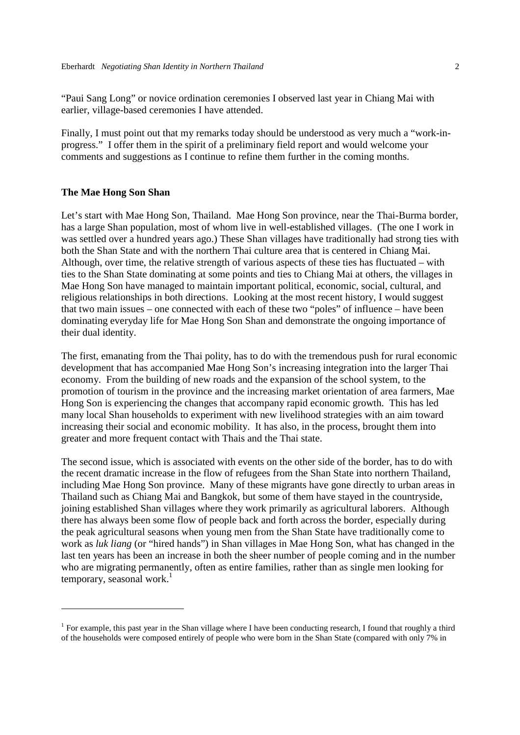"Paui Sang Long" or novice ordination ceremonies I observed last year in Chiang Mai with earlier, village-based ceremonies I have attended.

Finally, I must point out that my remarks today should be understood as very much a "work-in-progress." I offer them in the spirit of a preliminary field report and would welcome your comments and suggestions as I continue to refine them further in the coming months.

**The Mae Hong Son Shan**

Let's start with Mae Hong Son, Thailand. Mae Hong Son province, near the Thai-Burma border, has a large Shan population, most of whom live in well-established villages. (The one I work in was settled over a hundred years ago.) These Shan villages have traditionally had strong ties with both the Shan State and with the northern Thai culture area that is centered in Chiang Mai. Although, over time, the relative strength of various aspects of these ties has fluctuated – with ties to the Shan State dominating at some points and ties to Chiang Mai at others, the villages in Mae Hong Son have managed to maintain important political, economic, social, cultural, and religious relationships in both directions. Looking at the most recent history, I would suggest that two main issues – one connected with each of these two "poles" of influence – have been dominating everyday life for Mae Hong Son Shan and demonstrate the ongoing importance of their dual identity.

The first, emanating from the Thai polity, has to do with the tremendous push for rural economic development that has accompanied Mae Hong Son's increasing integration into the larger Thai economy. From the building of new roads and the expansion of the school system, to the promotion of tourism in the province and the increasing market orientation of area farmers, Mae Hong Son is experiencing the changes that accompany rapid economic growth. This has led many local Shan households to experiment with new livelihood strategies with an aim toward increasing their social and economic mobility. It has also, in the process, brought them into greater and more frequent contact with Thais and the Thai state.

The second issue, which is associated with events on the other side of the border, has to do with the recent dramatic increase in the flow of refugees from the Shan State into northern Thailand, including Mae Hong Son province. Many of these migrants have gone directly to urban areas in Thailand such as Chiang Mai and Bangkok, but some of them have stayed in the countryside, joining established Shan villages where they work primarily as agricultural laborers. Although there has always been some flow of people back and forth across the border, especially during the peak agricultural seasons when young men from the Shan State have traditionally come to work as *luk liang* (or "hired hands") in Shan villages in Mae Hong Son, what has changed in the last ten years has been an increase in both the sheer number of people coming and in the number who are migrating permanently, often as entire families, rather than as single men looking for temporary, seasonal work.[1]

---

[1] For example, this past year in the Shan village where I have been conducting research, I found that roughly a third of the households were composed entirely of people who were born in the Shan State (compared with only 7% in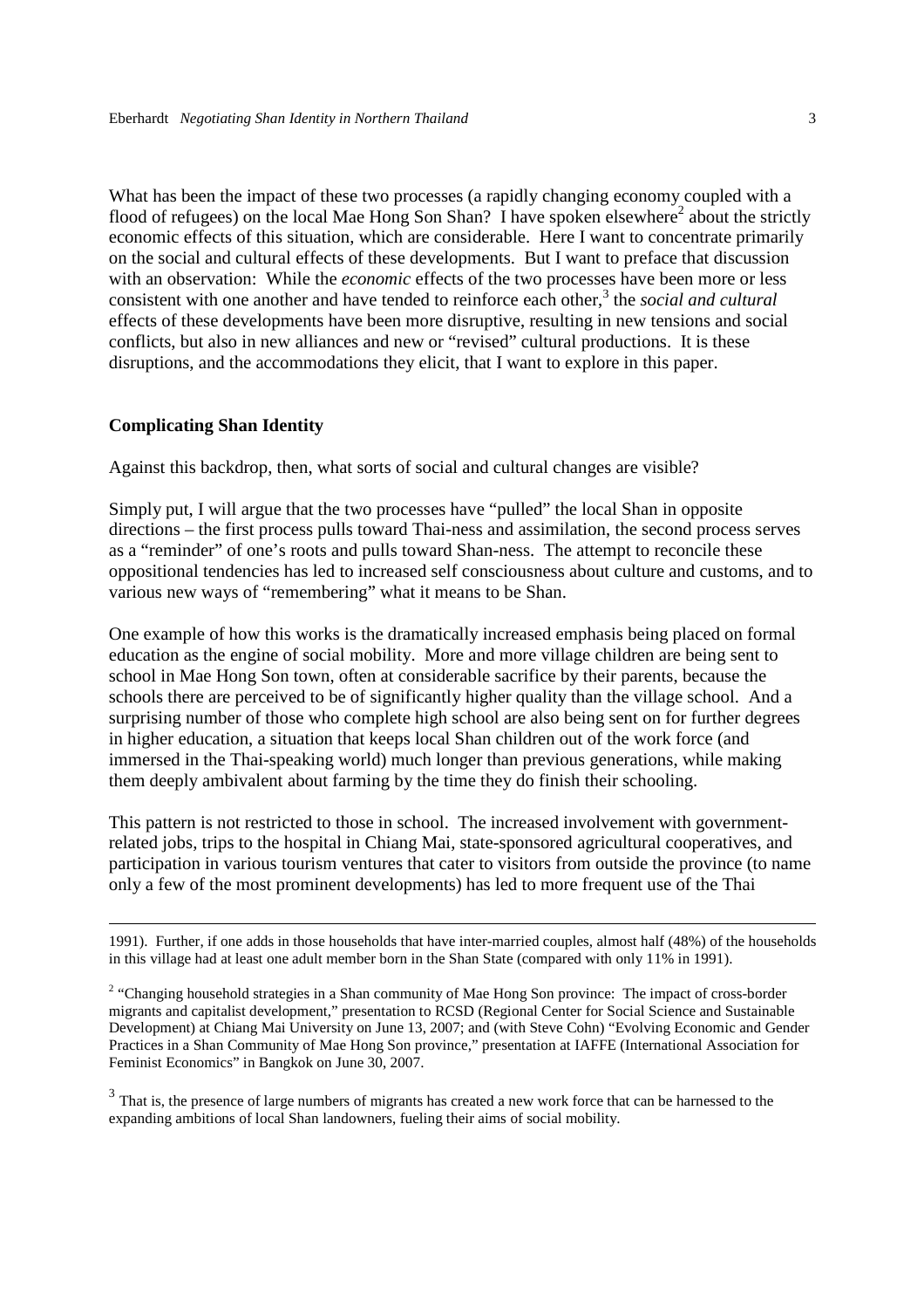What has been the impact of these two processes (a rapidly changing economy coupled with a flood of refugees) on the local Mae Hong Son Shan? I have spoken elsewhere[2] about the strictly economic effects of this situation, which are considerable. Here I want to concentrate primarily on the social and cultural effects of these developments. But I want to preface that discussion with an observation: While the *economic* effects of the two processes have been more or less consistent with one another and have tended to reinforce each other,[3] the *social and cultural* effects of these developments have been more disruptive, resulting in new tensions and social conflicts, but also in new alliances and new or "revised" cultural productions. It is these disruptions, and the accommodations they elicit, that I want to explore in this paper.

**Complicating Shan Identity**

Against this backdrop, then, what sorts of social and cultural changes are visible?

Simply put, I will argue that the two processes have "pulled" the local Shan in opposite directions – the first process pulls toward Thai-ness and assimilation, the second process serves as a "reminder" of one's roots and pulls toward Shan-ness. The attempt to reconcile these oppositional tendencies has led to increased self consciousness about culture and customs, and to various new ways of "remembering" what it means to be Shan.

One example of how this works is the dramatically increased emphasis being placed on formal education as the engine of social mobility. More and more village children are being sent to school in Mae Hong Son town, often at considerable sacrifice by their parents, because the schools there are perceived to be of significantly higher quality than the village school. And a surprising number of those who complete high school are also being sent on for further degrees in higher education, a situation that keeps local Shan children out of the work force (and immersed in the Thai-speaking world) much longer than previous generations, while making them deeply ambivalent about farming by the time they do finish their schooling.

This pattern is not restricted to those in school. The increased involvement with government-related jobs, trips to the hospital in Chiang Mai, state-sponsored agricultural cooperatives, and participation in various tourism ventures that cater to visitors from outside the province (to name only a few of the most prominent developments) has led to more frequent use of the Thai

---

1991). Further, if one adds in those households that have inter-married couples, almost half (48%) of the households in this village had at least one adult member born in the Shan State (compared with only 11% in 1991).

[2] "Changing household strategies in a Shan community of Mae Hong Son province: The impact of cross-border migrants and capitalist development," presentation to RCSD (Regional Center for Social Science and Sustainable Development) at Chiang Mai University on June 13, 2007; and (with Steve Cohn) "Evolving Economic and Gender Practices in a Shan Community of Mae Hong Son province," presentation at IAFFE (International Association for Feminist Economics" in Bangkok on June 30, 2007.

[3] That is, the presence of large numbers of migrants has created a new work force that can be harnessed to the expanding ambitions of local Shan landowners, fueling their aims of social mobility.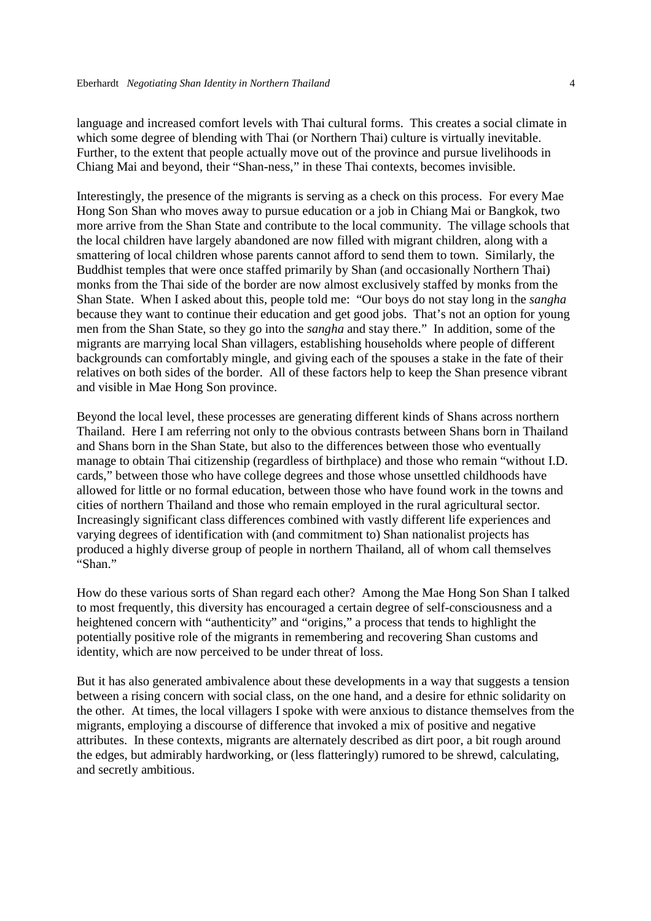language and increased comfort levels with Thai cultural forms. This creates a social climate in which some degree of blending with Thai (or Northern Thai) culture is virtually inevitable. Further, to the extent that people actually move out of the province and pursue livelihoods in Chiang Mai and beyond, their "Shan-ness," in these Thai contexts, becomes invisible.

Interestingly, the presence of the migrants is serving as a check on this process. For every Mae Hong Son Shan who moves away to pursue education or a job in Chiang Mai or Bangkok, two more arrive from the Shan State and contribute to the local community. The village schools that the local children have largely abandoned are now filled with migrant children, along with a smattering of local children whose parents cannot afford to send them to town. Similarly, the Buddhist temples that were once staffed primarily by Shan (and occasionally Northern Thai) monks from the Thai side of the border are now almost exclusively staffed by monks from the Shan State. When I asked about this, people told me: "Our boys do not stay long in the *sangha* because they want to continue their education and get good jobs. That's not an option for young men from the Shan State, so they go into the *sangha* and stay there." In addition, some of the migrants are marrying local Shan villagers, establishing households where people of different backgrounds can comfortably mingle, and giving each of the spouses a stake in the fate of their relatives on both sides of the border. All of these factors help to keep the Shan presence vibrant and visible in Mae Hong Son province.

Beyond the local level, these processes are generating different kinds of Shans across northern Thailand. Here I am referring not only to the obvious contrasts between Shans born in Thailand and Shans born in the Shan State, but also to the differences between those who eventually manage to obtain Thai citizenship (regardless of birthplace) and those who remain "without I.D. cards," between those who have college degrees and those whose unsettled childhoods have allowed for little or no formal education, between those who have found work in the towns and cities of northern Thailand and those who remain employed in the rural agricultural sector. Increasingly significant class differences combined with vastly different life experiences and varying degrees of identification with (and commitment to) Shan nationalist projects has produced a highly diverse group of people in northern Thailand, all of whom call themselves "Shan."

How do these various sorts of Shan regard each other? Among the Mae Hong Son Shan I talked to most frequently, this diversity has encouraged a certain degree of self-consciousness and a heightened concern with "authenticity" and "origins," a process that tends to highlight the potentially positive role of the migrants in remembering and recovering Shan customs and identity, which are now perceived to be under threat of loss.

But it has also generated ambivalence about these developments in a way that suggests a tension between a rising concern with social class, on the one hand, and a desire for ethnic solidarity on the other. At times, the local villagers I spoke with were anxious to distance themselves from the migrants, employing a discourse of difference that invoked a mix of positive and negative attributes. In these contexts, migrants are alternately described as dirt poor, a bit rough around the edges, but admirably hardworking, or (less flatteringly) rumored to be shrewd, calculating, and secretly ambitious.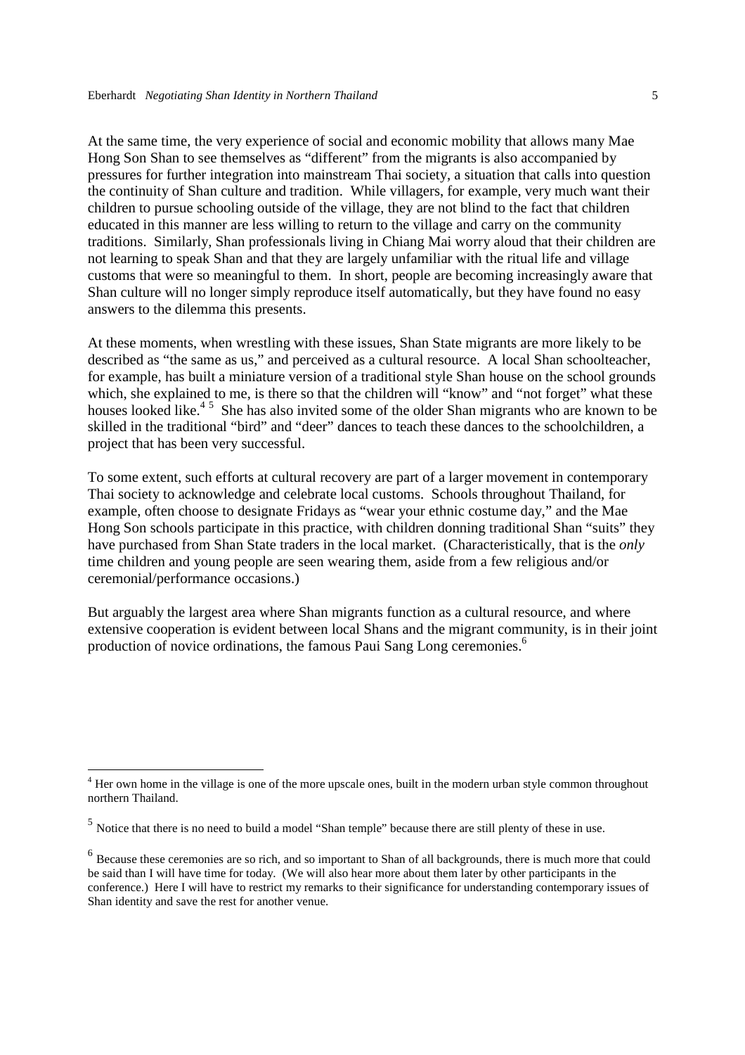At the same time, the very experience of social and economic mobility that allows many Mae Hong Son Shan to see themselves as "different" from the migrants is also accompanied by pressures for further integration into mainstream Thai society, a situation that calls into question the continuity of Shan culture and tradition. While villagers, for example, very much want their children to pursue schooling outside of the village, they are not blind to the fact that children educated in this manner are less willing to return to the village and carry on the community traditions. Similarly, Shan professionals living in Chiang Mai worry aloud that their children are not learning to speak Shan and that they are largely unfamiliar with the ritual life and village customs that were so meaningful to them. In short, people are becoming increasingly aware that Shan culture will no longer simply reproduce itself automatically, but they have found no easy answers to the dilemma this presents.

At these moments, when wrestling with these issues, Shan State migrants are more likely to be described as "the same as us," and perceived as a cultural resource. A local Shan schoolteacher, for example, has built a miniature version of a traditional style Shan house on the school grounds which, she explained to me, is there so that the children will "know" and "not forget" what these houses looked like.[4] [5] She has also invited some of the older Shan migrants who are known to be skilled in the traditional "bird" and "deer" dances to teach these dances to the schoolchildren, a project that has been very successful.

To some extent, such efforts at cultural recovery are part of a larger movement in contemporary Thai society to acknowledge and celebrate local customs. Schools throughout Thailand, for example, often choose to designate Fridays as "wear your ethnic costume day," and the Mae Hong Son schools participate in this practice, with children donning traditional Shan "suits" they have purchased from Shan State traders in the local market. (Characteristically, that is the *only* time children and young people are seen wearing them, aside from a few religious and/or ceremonial/performance occasions.)

But arguably the largest area where Shan migrants function as a cultural resource, and where extensive cooperation is evident between local Shans and the migrant community, is in their joint production of novice ordinations, the famous Paui Sang Long ceremonies.[6]

---

[4] Her own home in the village is one of the more upscale ones, built in the modern urban style common throughout northern Thailand.

[5] Notice that there is no need to build a model "Shan temple" because there are still plenty of these in use.

[6] Because these ceremonies are so rich, and so important to Shan of all backgrounds, there is much more that could be said than I will have time for today. (We will also hear more about them later by other participants in the conference.) Here I will have to restrict my remarks to their significance for understanding contemporary issues of Shan identity and save the rest for another venue.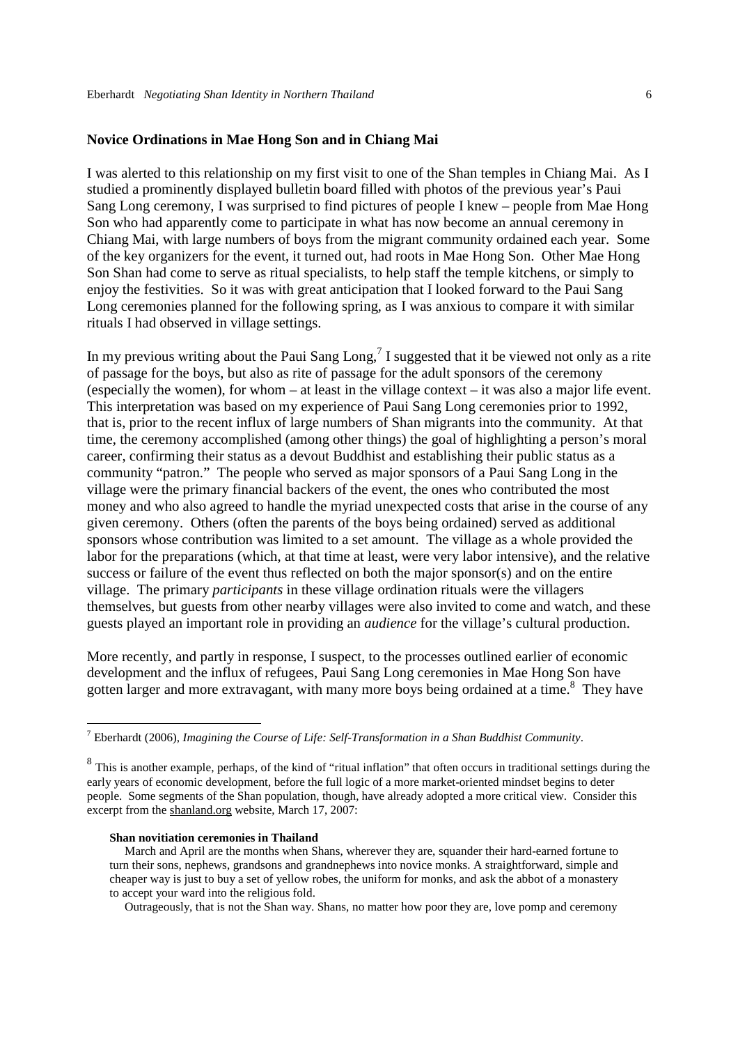**Novice Ordinations in Mae Hong Son and in Chiang Mai**

I was alerted to this relationship on my first visit to one of the Shan temples in Chiang Mai. As I studied a prominently displayed bulletin board filled with photos of the previous year's Paui Sang Long ceremony, I was surprised to find pictures of people I knew – people from Mae Hong Son who had apparently come to participate in what has now become an annual ceremony in Chiang Mai, with large numbers of boys from the migrant community ordained each year. Some of the key organizers for the event, it turned out, had roots in Mae Hong Son. Other Mae Hong Son Shan had come to serve as ritual specialists, to help staff the temple kitchens, or simply to enjoy the festivities. So it was with great anticipation that I looked forward to the Paui Sang Long ceremonies planned for the following spring, as I was anxious to compare it with similar rituals I had observed in village settings.

In my previous writing about the Paui Sang Long,[7] I suggested that it be viewed not only as a rite of passage for the boys, but also as rite of passage for the adult sponsors of the ceremony (especially the women), for whom – at least in the village context – it was also a major life event. This interpretation was based on my experience of Paui Sang Long ceremonies prior to 1992, that is, prior to the recent influx of large numbers of Shan migrants into the community. At that time, the ceremony accomplished (among other things) the goal of highlighting a person's moral career, confirming their status as a devout Buddhist and establishing their public status as a community "patron." The people who served as major sponsors of a Paui Sang Long in the village were the primary financial backers of the event, the ones who contributed the most money and who also agreed to handle the myriad unexpected costs that arise in the course of any given ceremony. Others (often the parents of the boys being ordained) served as additional sponsors whose contribution was limited to a set amount. The village as a whole provided the labor for the preparations (which, at that time at least, were very labor intensive), and the relative success or failure of the event thus reflected on both the major sponsor(s) and on the entire village. The primary *participants* in these village ordination rituals were the villagers themselves, but guests from other nearby villages were also invited to come and watch, and these guests played an important role in providing an *audience* for the village's cultural production.

More recently, and partly in response, I suspect, to the processes outlined earlier of economic development and the influx of refugees, Paui Sang Long ceremonies in Mae Hong Son have gotten larger and more extravagant, with many more boys being ordained at a time.[8] They have

---

[7] Eberhardt (2006), *Imagining the Course of Life: Self-Transformation in a Shan Buddhist Community*.

[8] This is another example, perhaps, of the kind of "ritual inflation" that often occurs in traditional settings during the early years of economic development, before the full logic of a more market-oriented mindset begins to deter people. Some segments of the Shan population, though, have already adopted a more critical view. Consider this excerpt from the shanland.org website, March 17, 2007:

> **Shan novitiation ceremonies in Thailand**
>
> March and April are the months when Shans, wherever they are, squander their hard-earned fortune to turn their sons, nephews, grandsons and grandnephews into novice monks. A straightforward, simple and cheaper way is just to buy a set of yellow robes, the uniform for monks, and ask the abbot of a monastery to accept your ward into the religious fold.
>
> Outrageously, that is not the Shan way. Shans, no matter how poor they are, love pomp and ceremony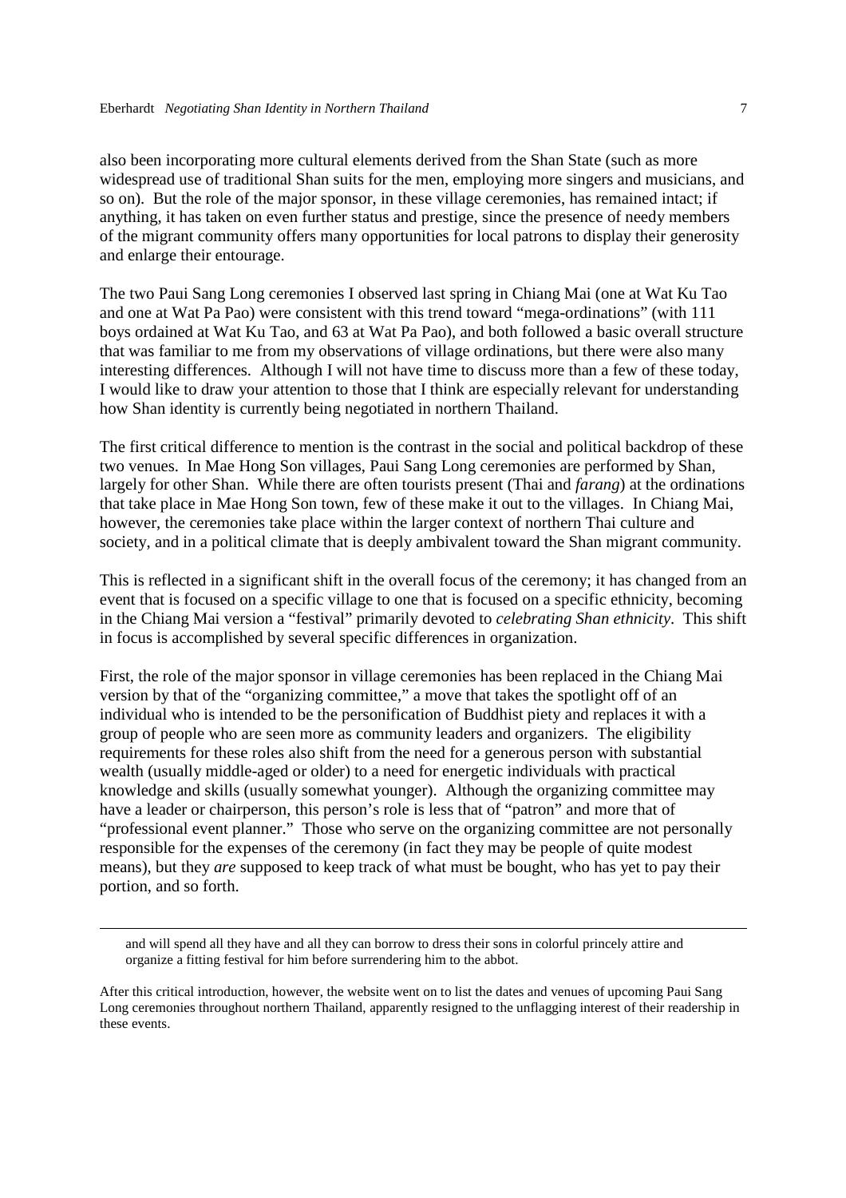also been incorporating more cultural elements derived from the Shan State (such as more widespread use of traditional Shan suits for the men, employing more singers and musicians, and so on). But the role of the major sponsor, in these village ceremonies, has remained intact; if anything, it has taken on even further status and prestige, since the presence of needy members of the migrant community offers many opportunities for local patrons to display their generosity and enlarge their entourage.

The two Paui Sang Long ceremonies I observed last spring in Chiang Mai (one at Wat Ku Tao and one at Wat Pa Pao) were consistent with this trend toward "mega-ordinations" (with 111 boys ordained at Wat Ku Tao, and 63 at Wat Pa Pao), and both followed a basic overall structure that was familiar to me from my observations of village ordinations, but there were also many interesting differences. Although I will not have time to discuss more than a few of these today, I would like to draw your attention to those that I think are especially relevant for understanding how Shan identity is currently being negotiated in northern Thailand.

The first critical difference to mention is the contrast in the social and political backdrop of these two venues. In Mae Hong Son villages, Paui Sang Long ceremonies are performed by Shan, largely for other Shan. While there are often tourists present (Thai and *farang*) at the ordinations that take place in Mae Hong Son town, few of these make it out to the villages. In Chiang Mai, however, the ceremonies take place within the larger context of northern Thai culture and society, and in a political climate that is deeply ambivalent toward the Shan migrant community.

This is reflected in a significant shift in the overall focus of the ceremony; it has changed from an event that is focused on a specific village to one that is focused on a specific ethnicity, becoming in the Chiang Mai version a "festival" primarily devoted to *celebrating Shan ethnicity*. This shift in focus is accomplished by several specific differences in organization.

First, the role of the major sponsor in village ceremonies has been replaced in the Chiang Mai version by that of the "organizing committee," a move that takes the spotlight off of an individual who is intended to be the personification of Buddhist piety and replaces it with a group of people who are seen more as community leaders and organizers. The eligibility requirements for these roles also shift from the need for a generous person with substantial wealth (usually middle-aged or older) to a need for energetic individuals with practical knowledge and skills (usually somewhat younger). Although the organizing committee may have a leader or chairperson, this person's role is less that of "patron" and more that of "professional event planner." Those who serve on the organizing committee are not personally responsible for the expenses of the ceremony (in fact they may be people of quite modest means), but they *are* supposed to keep track of what must be bought, who has yet to pay their portion, and so forth.

---

and will spend all they have and all they can borrow to dress their sons in colorful princely attire and organize a fitting festival for him before surrendering him to the abbot.

After this critical introduction, however, the website went on to list the dates and venues of upcoming Paui Sang Long ceremonies throughout northern Thailand, apparently resigned to the unflagging interest of their readership in these events.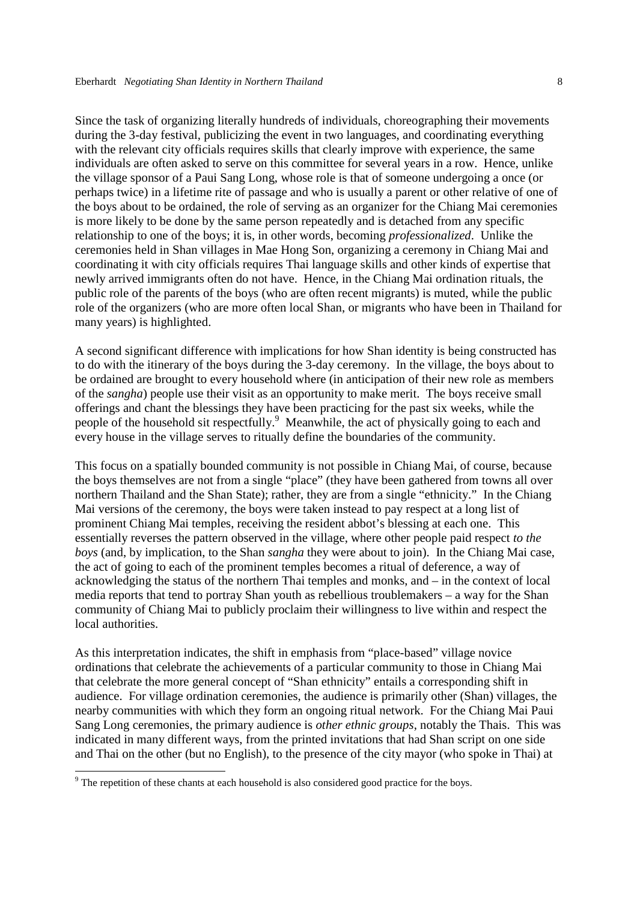Since the task of organizing literally hundreds of individuals, choreographing their movements during the 3-day festival, publicizing the event in two languages, and coordinating everything with the relevant city officials requires skills that clearly improve with experience, the same individuals are often asked to serve on this committee for several years in a row. Hence, unlike the village sponsor of a Paui Sang Long, whose role is that of someone undergoing a once (or perhaps twice) in a lifetime rite of passage and who is usually a parent or other relative of one of the boys about to be ordained, the role of serving as an organizer for the Chiang Mai ceremonies is more likely to be done by the same person repeatedly and is detached from any specific relationship to one of the boys; it is, in other words, becoming *professionalized*. Unlike the ceremonies held in Shan villages in Mae Hong Son, organizing a ceremony in Chiang Mai and coordinating it with city officials requires Thai language skills and other kinds of expertise that newly arrived immigrants often do not have. Hence, in the Chiang Mai ordination rituals, the public role of the parents of the boys (who are often recent migrants) is muted, while the public role of the organizers (who are more often local Shan, or migrants who have been in Thailand for many years) is highlighted.

A second significant difference with implications for how Shan identity is being constructed has to do with the itinerary of the boys during the 3-day ceremony. In the village, the boys about to be ordained are brought to every household where (in anticipation of their new role as members of the *sangha*) people use their visit as an opportunity to make merit. The boys receive small offerings and chant the blessings they have been practicing for the past six weeks, while the people of the household sit respectfully.[9] Meanwhile, the act of physically going to each and every house in the village serves to ritually define the boundaries of the community.

This focus on a spatially bounded community is not possible in Chiang Mai, of course, because the boys themselves are not from a single "place" (they have been gathered from towns all over northern Thailand and the Shan State); rather, they are from a single "ethnicity." In the Chiang Mai versions of the ceremony, the boys were taken instead to pay respect at a long list of prominent Chiang Mai temples, receiving the resident abbot's blessing at each one. This essentially reverses the pattern observed in the village, where other people paid respect *to the boys* (and, by implication, to the Shan *sangha* they were about to join). In the Chiang Mai case, the act of going to each of the prominent temples becomes a ritual of deference, a way of acknowledging the status of the northern Thai temples and monks, and – in the context of local media reports that tend to portray Shan youth as rebellious troublemakers – a way for the Shan community of Chiang Mai to publicly proclaim their willingness to live within and respect the local authorities.

As this interpretation indicates, the shift in emphasis from "place-based" village novice ordinations that celebrate the achievements of a particular community to those in Chiang Mai that celebrate the more general concept of "Shan ethnicity" entails a corresponding shift in audience. For village ordination ceremonies, the audience is primarily other (Shan) villages, the nearby communities with which they form an ongoing ritual network. For the Chiang Mai Paui Sang Long ceremonies, the primary audience is *other ethnic groups*, notably the Thais. This was indicated in many different ways, from the printed invitations that had Shan script on one side and Thai on the other (but no English), to the presence of the city mayor (who spoke in Thai) at

[9] The repetition of these chants at each household is also considered good practice for the boys.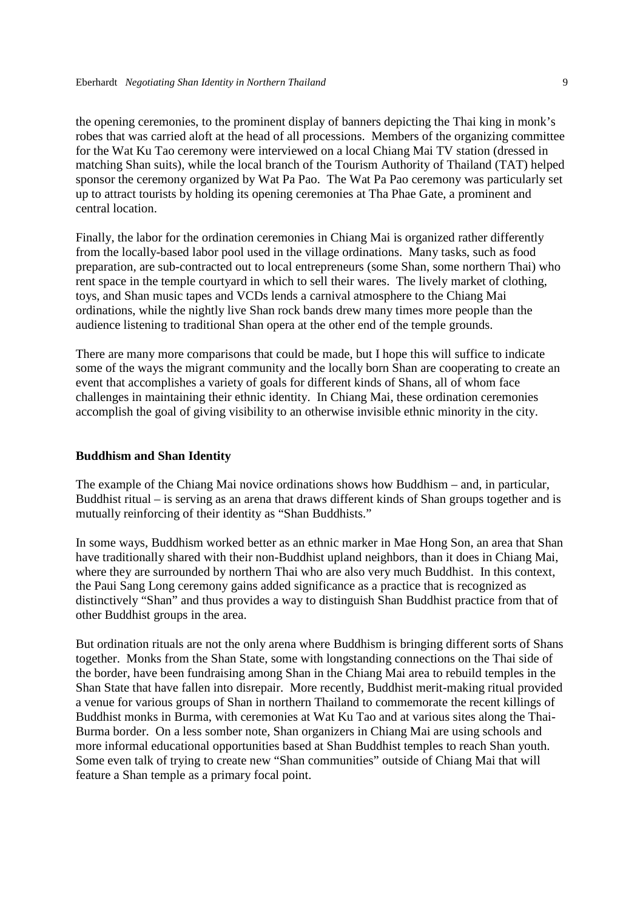the opening ceremonies, to the prominent display of banners depicting the Thai king in monk's robes that was carried aloft at the head of all processions. Members of the organizing committee for the Wat Ku Tao ceremony were interviewed on a local Chiang Mai TV station (dressed in matching Shan suits), while the local branch of the Tourism Authority of Thailand (TAT) helped sponsor the ceremony organized by Wat Pa Pao. The Wat Pa Pao ceremony was particularly set up to attract tourists by holding its opening ceremonies at Tha Phae Gate, a prominent and central location.

Finally, the labor for the ordination ceremonies in Chiang Mai is organized rather differently from the locally-based labor pool used in the village ordinations. Many tasks, such as food preparation, are sub-contracted out to local entrepreneurs (some Shan, some northern Thai) who rent space in the temple courtyard in which to sell their wares. The lively market of clothing, toys, and Shan music tapes and VCDs lends a carnival atmosphere to the Chiang Mai ordinations, while the nightly live Shan rock bands drew many times more people than the audience listening to traditional Shan opera at the other end of the temple grounds.

There are many more comparisons that could be made, but I hope this will suffice to indicate some of the ways the migrant community and the locally born Shan are cooperating to create an event that accomplishes a variety of goals for different kinds of Shans, all of whom face challenges in maintaining their ethnic identity. In Chiang Mai, these ordination ceremonies accomplish the goal of giving visibility to an otherwise invisible ethnic minority in the city.

**Buddhism and Shan Identity**

The example of the Chiang Mai novice ordinations shows how Buddhism – and, in particular, Buddhist ritual – is serving as an arena that draws different kinds of Shan groups together and is mutually reinforcing of their identity as "Shan Buddhists."

In some ways, Buddhism worked better as an ethnic marker in Mae Hong Son, an area that Shan have traditionally shared with their non-Buddhist upland neighbors, than it does in Chiang Mai, where they are surrounded by northern Thai who are also very much Buddhist. In this context, the Paui Sang Long ceremony gains added significance as a practice that is recognized as distinctively "Shan" and thus provides a way to distinguish Shan Buddhist practice from that of other Buddhist groups in the area.

But ordination rituals are not the only arena where Buddhism is bringing different sorts of Shans together. Monks from the Shan State, some with longstanding connections on the Thai side of the border, have been fundraising among Shan in the Chiang Mai area to rebuild temples in the Shan State that have fallen into disrepair. More recently, Buddhist merit-making ritual provided a venue for various groups of Shan in northern Thailand to commemorate the recent killings of Buddhist monks in Burma, with ceremonies at Wat Ku Tao and at various sites along the Thai-Burma border. On a less somber note, Shan organizers in Chiang Mai are using schools and more informal educational opportunities based at Shan Buddhist temples to reach Shan youth. Some even talk of trying to create new "Shan communities" outside of Chiang Mai that will feature a Shan temple as a primary focal point.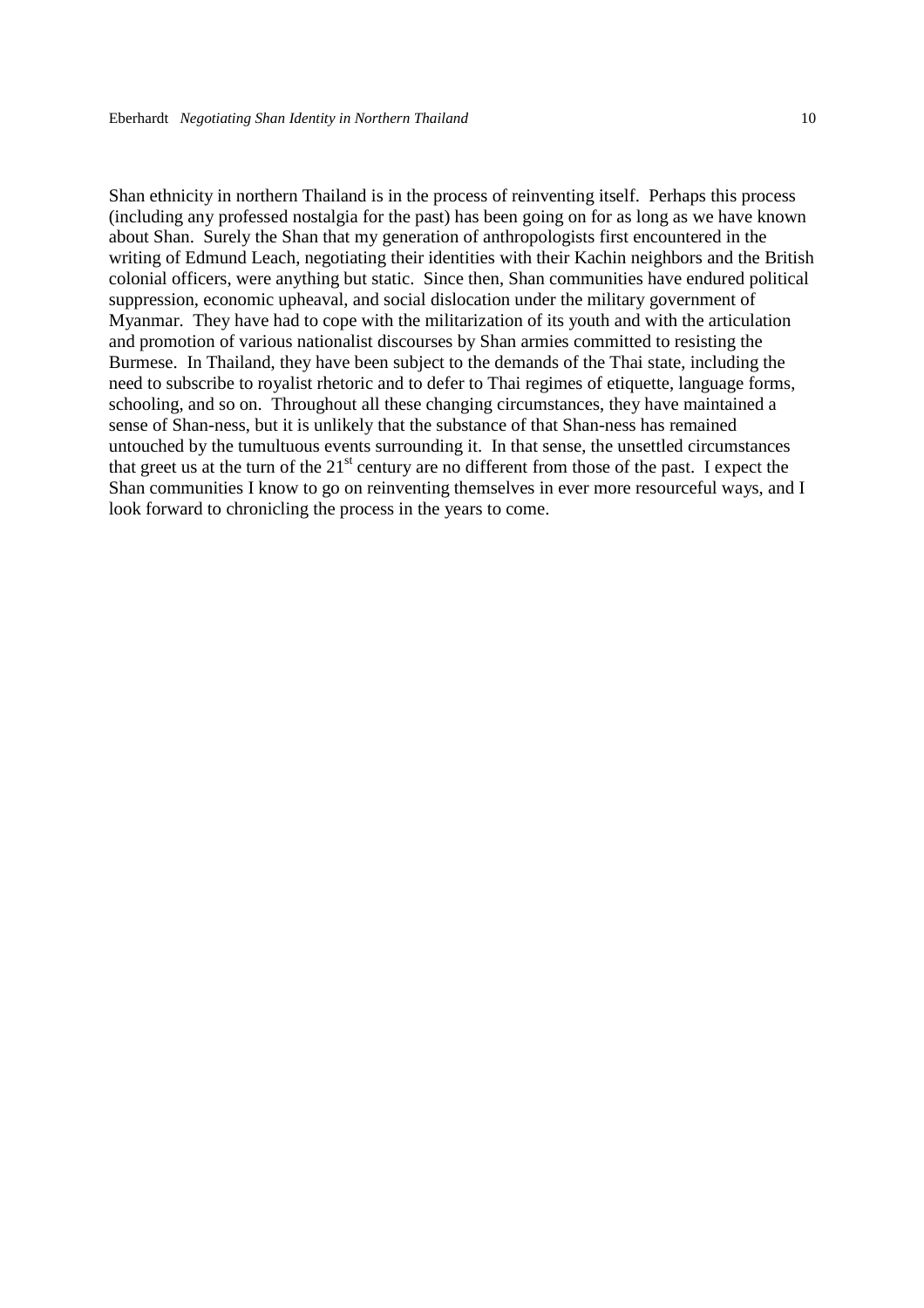Shan ethnicity in northern Thailand is in the process of reinventing itself. Perhaps this process (including any professed nostalgia for the past) has been going on for as long as we have known about Shan. Surely the Shan that my generation of anthropologists first encountered in the writing of Edmund Leach, negotiating their identities with their Kachin neighbors and the British colonial officers, were anything but static. Since then, Shan communities have endured political suppression, economic upheaval, and social dislocation under the military government of Myanmar. They have had to cope with the militarization of its youth and with the articulation and promotion of various nationalist discourses by Shan armies committed to resisting the Burmese. In Thailand, they have been subject to the demands of the Thai state, including the need to subscribe to royalist rhetoric and to defer to Thai regimes of etiquette, language forms, schooling, and so on. Throughout all these changing circumstances, they have maintained a sense of Shan-ness, but it is unlikely that the substance of that Shan-ness has remained untouched by the tumultuous events surrounding it. In that sense, the unsettled circumstances that greet us at the turn of the 21st century are no different from those of the past. I expect the Shan communities I know to go on reinventing themselves in ever more resourceful ways, and I look forward to chronicling the process in the years to come.